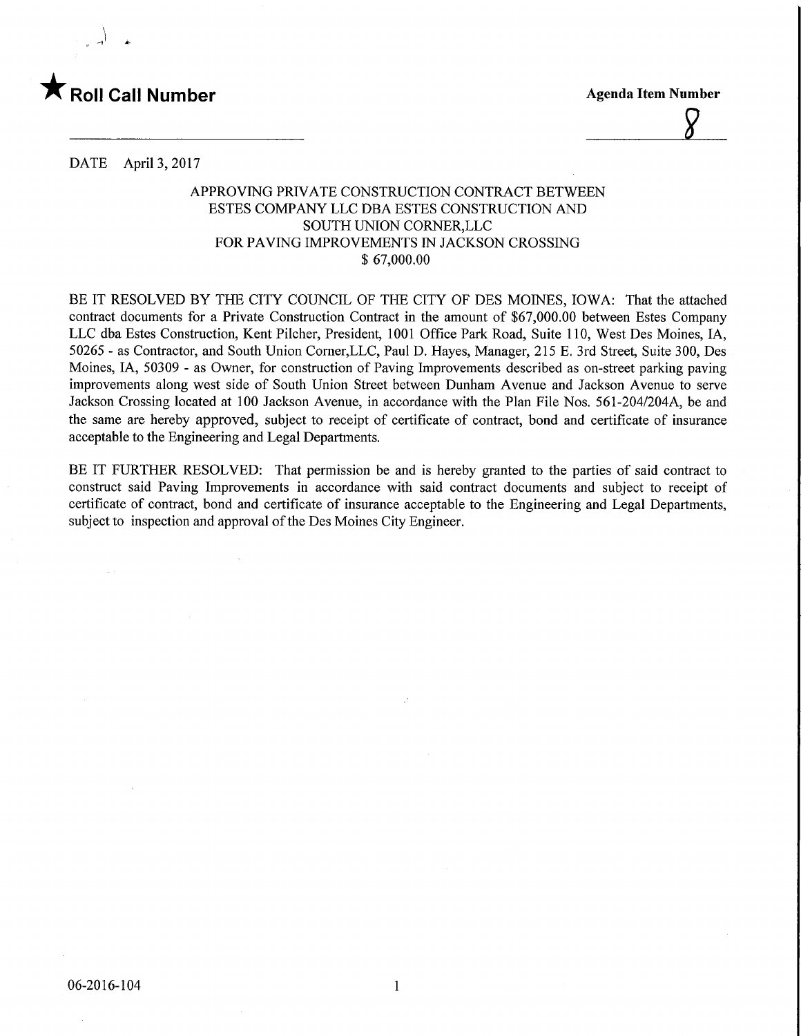★ **Roll Call Number**

**Agenda Item Number**

8

DATE April 3, 2017

APPROVING PRIVATE CONSTRUCTION CONTRACT BETWEEN
ESTES COMPANY LLC DBA ESTES CONSTRUCTION AND
SOUTH UNION CORNER,LLC
FOR PAVING IMPROVEMENTS IN JACKSON CROSSING
$ 67,000.00

BE IT RESOLVED BY THE CITY COUNCIL OF THE CITY OF DES MOINES, IOWA: That the attached contract documents for a Private Construction Contract in the amount of $67,000.00 between Estes Company LLC dba Estes Construction, Kent Pilcher, President, 1001 Office Park Road, Suite 110, West Des Moines, IA, 50265 - as Contractor, and South Union Corner,LLC, Paul D. Hayes, Manager, 215 E. 3rd Street, Suite 300, Des Moines, IA, 50309 - as Owner, for construction of Paving Improvements described as on-street parking paving improvements along west side of South Union Street between Dunham Avenue and Jackson Avenue to serve Jackson Crossing located at 100 Jackson Avenue, in accordance with the Plan File Nos. 561-204/204A, be and the same are hereby approved, subject to receipt of certificate of contract, bond and certificate of insurance acceptable to the Engineering and Legal Departments.

BE IT FURTHER RESOLVED: That permission be and is hereby granted to the parties of said contract to construct said Paving Improvements in accordance with said contract documents and subject to receipt of certificate of contract, bond and certificate of insurance acceptable to the Engineering and Legal Departments, subject to inspection and approval of the Des Moines City Engineer.

06-2016-104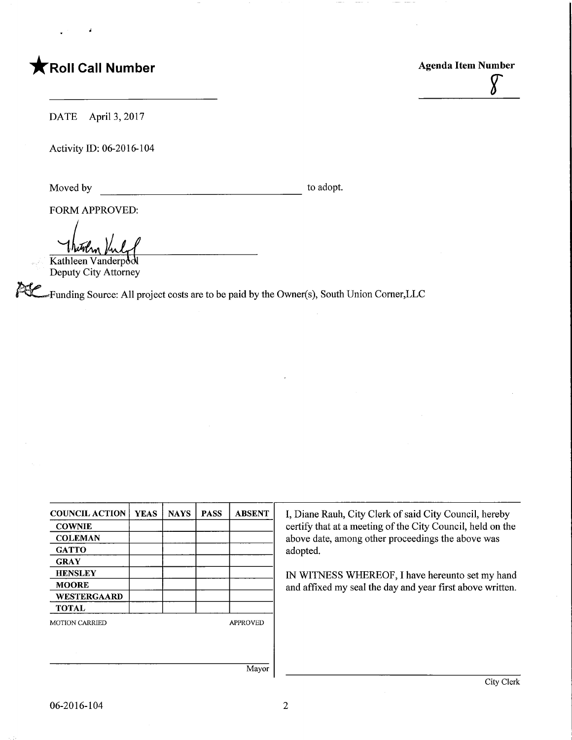★ **Roll Call Number**

**Agenda Item Number**

8

DATE April 3, 2017

Activity ID: 06-2016-104

Moved by ______________________ to adopt.

FORM APPROVED:

Kathleen Vanderpool
Deputy City Attorney

Funding Source: All project costs are to be paid by the Owner(s), South Union Corner,LLC

| COUNCIL ACTION | YEAS | NAYS | PASS | ABSENT |
| --- | --- | --- | --- | --- |
| COWNIE | | | | |
| COLEMAN | | | | |
| GATTO | | | | |
| GRAY | | | | |
| HENSLEY | | | | |
| MOORE | | | | |
| WESTERGAARD | | | | |
| TOTAL | | | | |

MOTION CARRIED APPROVED

______________________
Mayor

I, Diane Rauh, City Clerk of said City Council, hereby certify that at a meeting of the City Council, held on the above date, among other proceedings the above was adopted.

IN WITNESS WHEREOF, I have hereunto set my hand and affixed my seal the day and year first above written.

______________________
City Clerk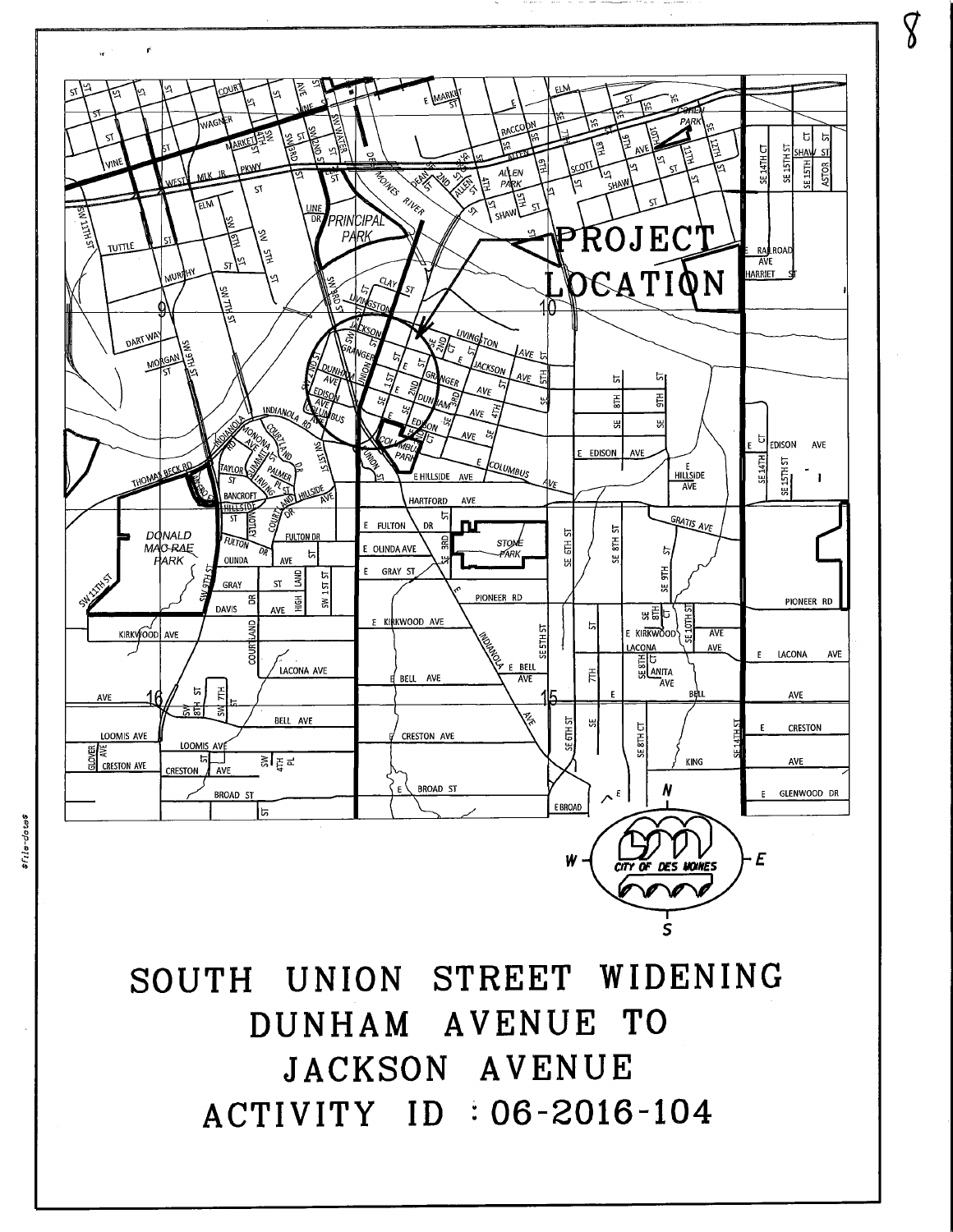PROJECT LOCATION

# SOUTH UNION STREET WIDENING DUNHAM AVENUE TO JACKSON AVENUE ACTIVITY ID : 06-2016-104